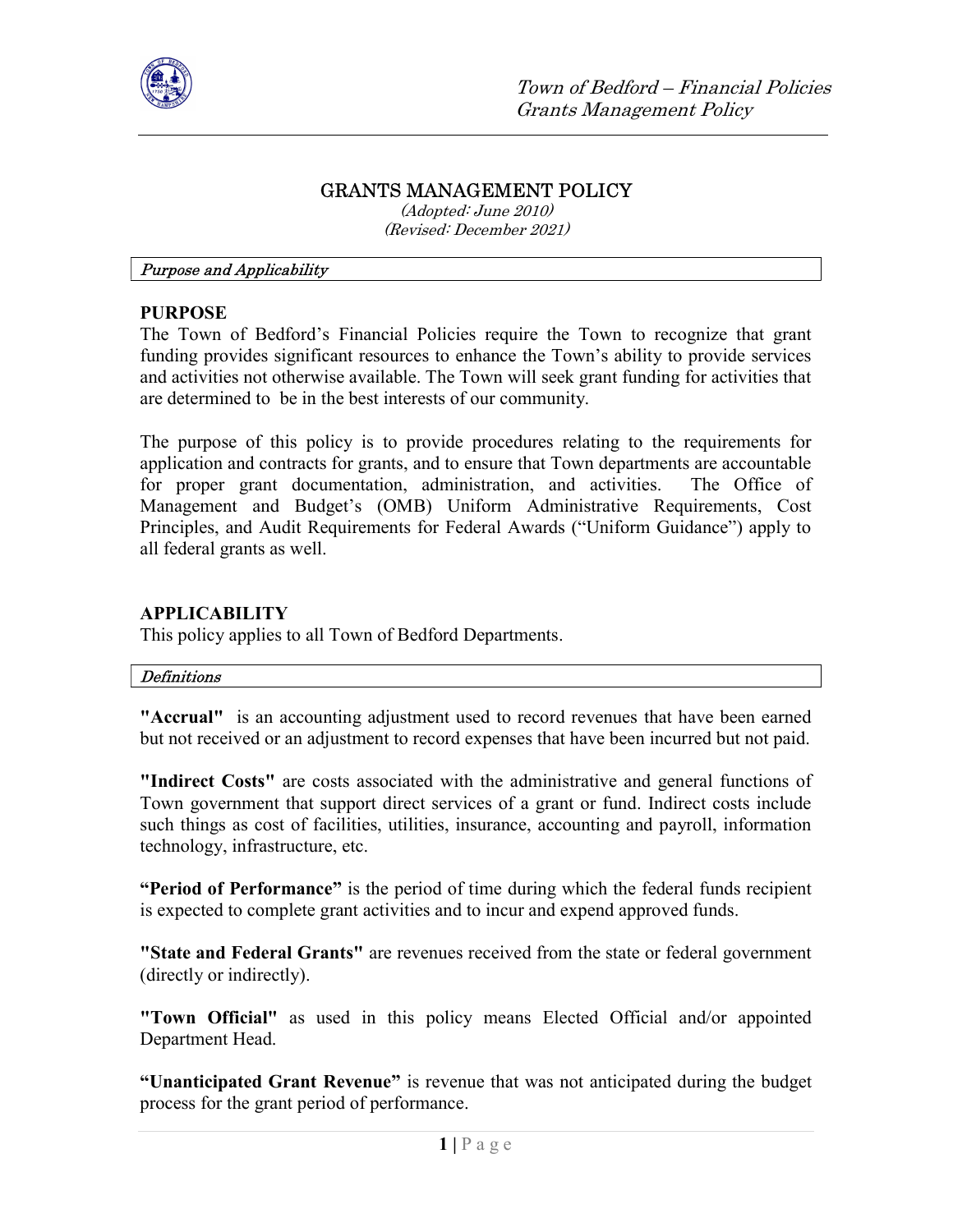# GRANTS MANAGEMENT POLICY

*(Adopted: June 2010)*
*(Revised: December 2021)*

*Purpose and Applicability*

## PURPOSE

The Town of Bedford's Financial Policies require the Town to recognize that grant funding provides significant resources to enhance the Town's ability to provide services and activities not otherwise available. The Town will seek grant funding for activities that are determined to be in the best interests of our community.

The purpose of this policy is to provide procedures relating to the requirements for application and contracts for grants, and to ensure that Town departments are accountable for proper grant documentation, administration, and activities. The Office of Management and Budget's (OMB) Uniform Administrative Requirements, Cost Principles, and Audit Requirements for Federal Awards ("Uniform Guidance") apply to all federal grants as well.

## APPLICABILITY

This policy applies to all Town of Bedford Departments.

*Definitions*

**"Accrual"** is an accounting adjustment used to record revenues that have been earned but not received or an adjustment to record expenses that have been incurred but not paid.

**"Indirect Costs"** are costs associated with the administrative and general functions of Town government that support direct services of a grant or fund. Indirect costs include such things as cost of facilities, utilities, insurance, accounting and payroll, information technology, infrastructure, etc.

**"Period of Performance"** is the period of time during which the federal funds recipient is expected to complete grant activities and to incur and expend approved funds.

**"State and Federal Grants"** are revenues received from the state or federal government (directly or indirectly).

**"Town Official"** as used in this policy means Elected Official and/or appointed Department Head.

**"Unanticipated Grant Revenue"** is revenue that was not anticipated during the budget process for the grant period of performance.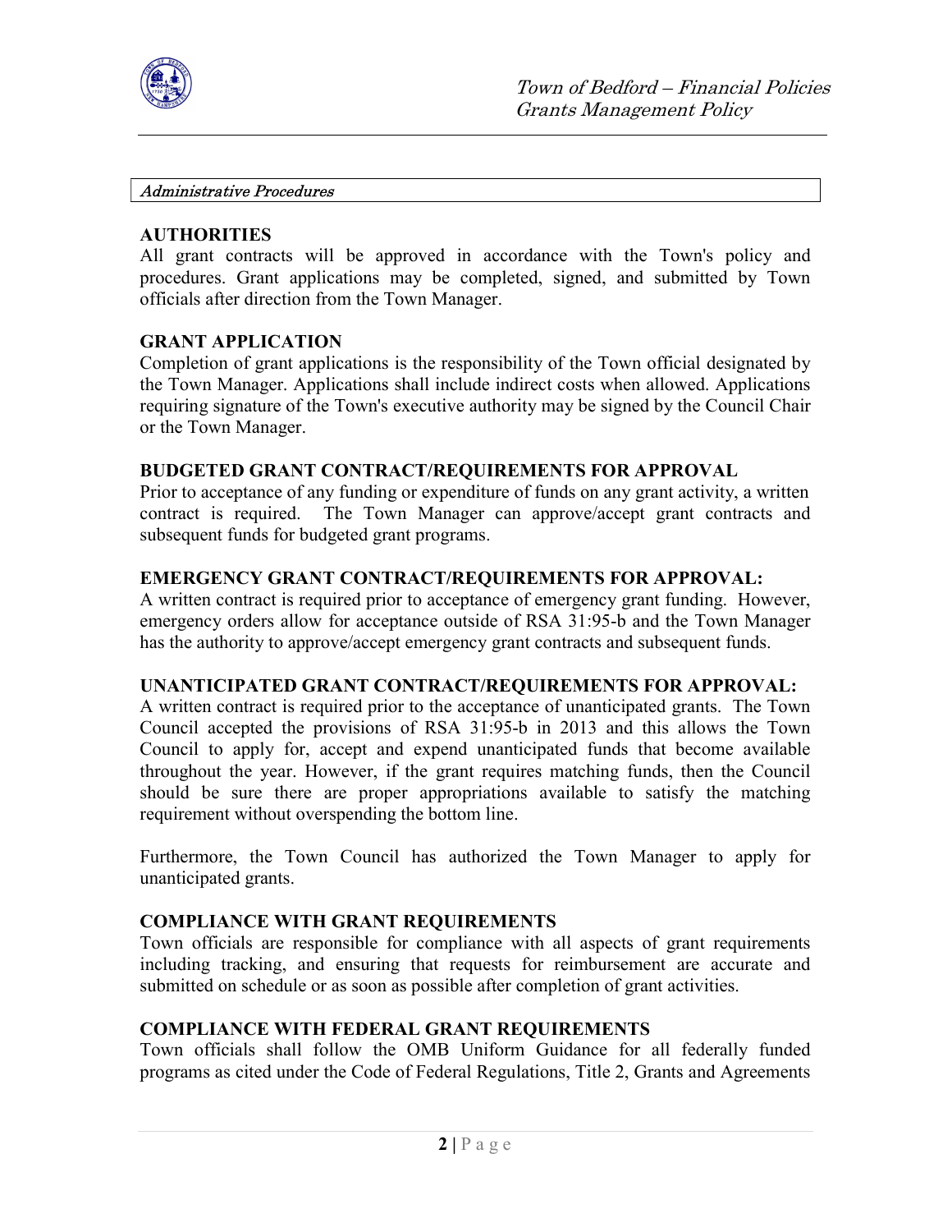*Administrative Procedures*

**AUTHORITIES**

All grant contracts will be approved in accordance with the Town's policy and procedures. Grant applications may be completed, signed, and submitted by Town officials after direction from the Town Manager.

**GRANT APPLICATION**

Completion of grant applications is the responsibility of the Town official designated by the Town Manager. Applications shall include indirect costs when allowed. Applications requiring signature of the Town's executive authority may be signed by the Council Chair or the Town Manager.

**BUDGETED GRANT CONTRACT/REQUIREMENTS FOR APPROVAL**

Prior to acceptance of any funding or expenditure of funds on any grant activity, a written contract is required. The Town Manager can approve/accept grant contracts and subsequent funds for budgeted grant programs.

**EMERGENCY GRANT CONTRACT/REQUIREMENTS FOR APPROVAL:**

A written contract is required prior to acceptance of emergency grant funding. However, emergency orders allow for acceptance outside of RSA 31:95-b and the Town Manager has the authority to approve/accept emergency grant contracts and subsequent funds.

**UNANTICIPATED GRANT CONTRACT/REQUIREMENTS FOR APPROVAL:**

A written contract is required prior to the acceptance of unanticipated grants. The Town Council accepted the provisions of RSA 31:95-b in 2013 and this allows the Town Council to apply for, accept and expend unanticipated funds that become available throughout the year. However, if the grant requires matching funds, then the Council should be sure there are proper appropriations available to satisfy the matching requirement without overspending the bottom line.

Furthermore, the Town Council has authorized the Town Manager to apply for unanticipated grants.

**COMPLIANCE WITH GRANT REQUIREMENTS**

Town officials are responsible for compliance with all aspects of grant requirements including tracking, and ensuring that requests for reimbursement are accurate and submitted on schedule or as soon as possible after completion of grant activities.

**COMPLIANCE WITH FEDERAL GRANT REQUIREMENTS**

Town officials shall follow the OMB Uniform Guidance for all federally funded programs as cited under the Code of Federal Regulations, Title 2, Grants and Agreements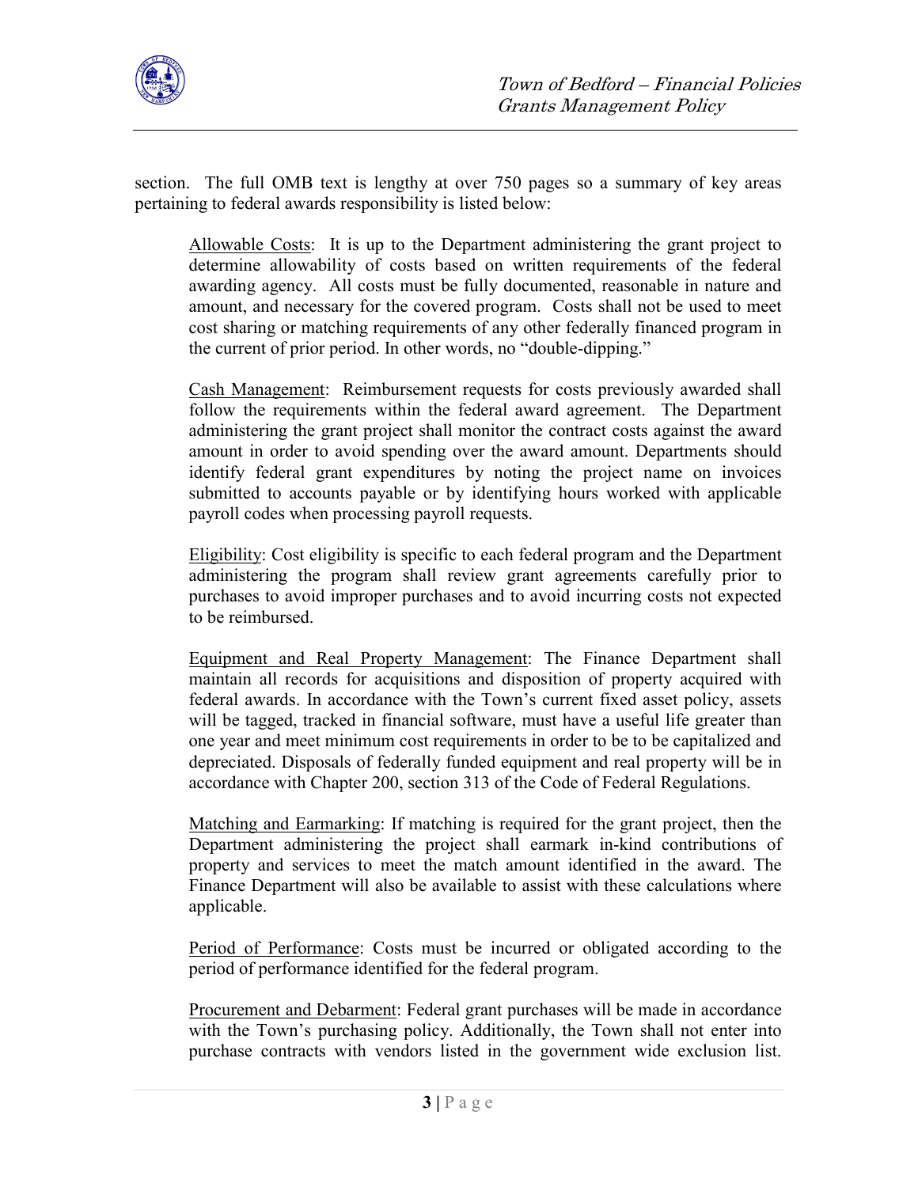section. The full OMB text is lengthy at over 750 pages so a summary of key areas pertaining to federal awards responsibility is listed below:

<u>Allowable Costs</u>: It is up to the Department administering the grant project to determine allowability of costs based on written requirements of the federal awarding agency. All costs must be fully documented, reasonable in nature and amount, and necessary for the covered program. Costs shall not be used to meet cost sharing or matching requirements of any other federally financed program in the current of prior period. In other words, no "double-dipping."

<u>Cash Management</u>: Reimbursement requests for costs previously awarded shall follow the requirements within the federal award agreement. The Department administering the grant project shall monitor the contract costs against the award amount in order to avoid spending over the award amount. Departments should identify federal grant expenditures by noting the project name on invoices submitted to accounts payable or by identifying hours worked with applicable payroll codes when processing payroll requests.

<u>Eligibility</u>: Cost eligibility is specific to each federal program and the Department administering the program shall review grant agreements carefully prior to purchases to avoid improper purchases and to avoid incurring costs not expected to be reimbursed.

<u>Equipment and Real Property Management</u>: The Finance Department shall maintain all records for acquisitions and disposition of property acquired with federal awards. In accordance with the Town's current fixed asset policy, assets will be tagged, tracked in financial software, must have a useful life greater than one year and meet minimum cost requirements in order to be to be capitalized and depreciated. Disposals of federally funded equipment and real property will be in accordance with Chapter 200, section 313 of the Code of Federal Regulations.

<u>Matching and Earmarking</u>: If matching is required for the grant project, then the Department administering the project shall earmark in-kind contributions of property and services to meet the match amount identified in the award. The Finance Department will also be available to assist with these calculations where applicable.

<u>Period of Performance</u>: Costs must be incurred or obligated according to the period of performance identified for the federal program.

<u>Procurement and Debarment</u>: Federal grant purchases will be made in accordance with the Town's purchasing policy. Additionally, the Town shall not enter into purchase contracts with vendors listed in the government wide exclusion list.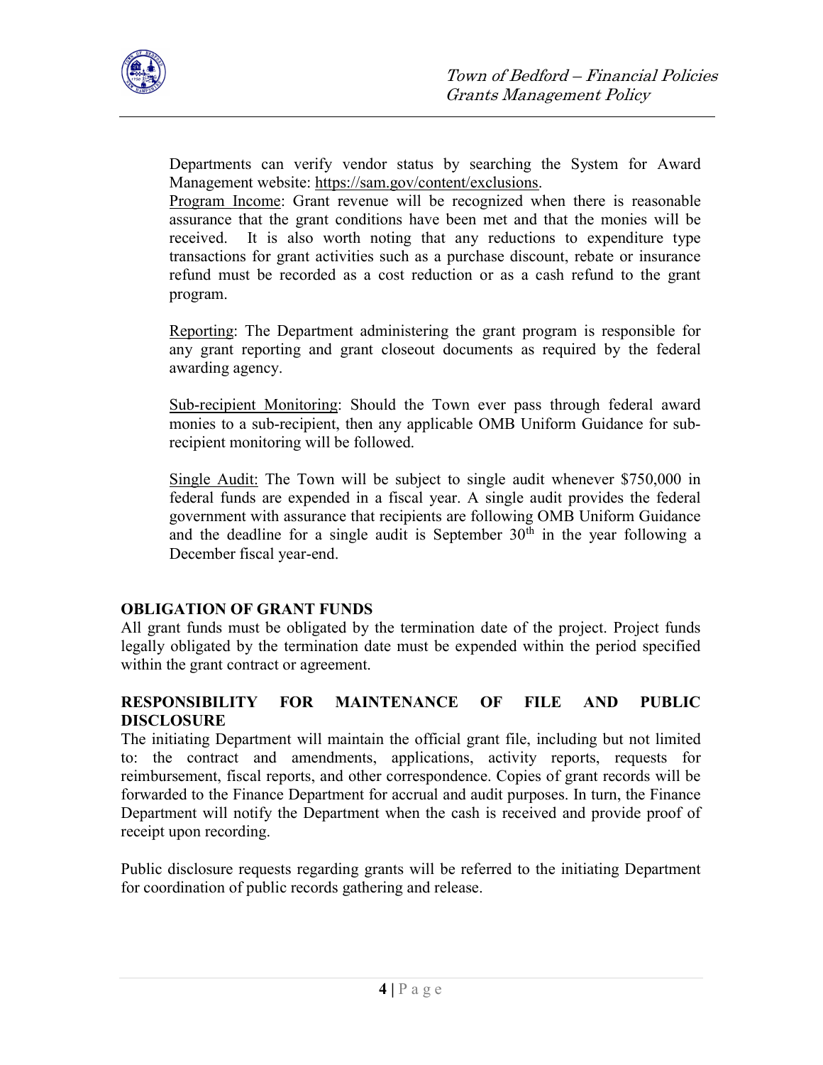Departments can verify vendor status by searching the System for Award Management website: https://sam.gov/content/exclusions.

Program Income: Grant revenue will be recognized when there is reasonable assurance that the grant conditions have been met and that the monies will be received. It is also worth noting that any reductions to expenditure type transactions for grant activities such as a purchase discount, rebate or insurance refund must be recorded as a cost reduction or as a cash refund to the grant program.

Reporting: The Department administering the grant program is responsible for any grant reporting and grant closeout documents as required by the federal awarding agency.

Sub-recipient Monitoring: Should the Town ever pass through federal award monies to a sub-recipient, then any applicable OMB Uniform Guidance for sub-recipient monitoring will be followed.

Single Audit: The Town will be subject to single audit whenever $750,000 in federal funds are expended in a fiscal year. A single audit provides the federal government with assurance that recipients are following OMB Uniform Guidance and the deadline for a single audit is September 30th in the year following a December fiscal year-end.

## OBLIGATION OF GRANT FUNDS

All grant funds must be obligated by the termination date of the project. Project funds legally obligated by the termination date must be expended within the period specified within the grant contract or agreement.

## RESPONSIBILITY FOR MAINTENANCE OF FILE AND PUBLIC DISCLOSURE

The initiating Department will maintain the official grant file, including but not limited to: the contract and amendments, applications, activity reports, requests for reimbursement, fiscal reports, and other correspondence. Copies of grant records will be forwarded to the Finance Department for accrual and audit purposes. In turn, the Finance Department will notify the Department when the cash is received and provide proof of receipt upon recording.

Public disclosure requests regarding grants will be referred to the initiating Department for coordination of public records gathering and release.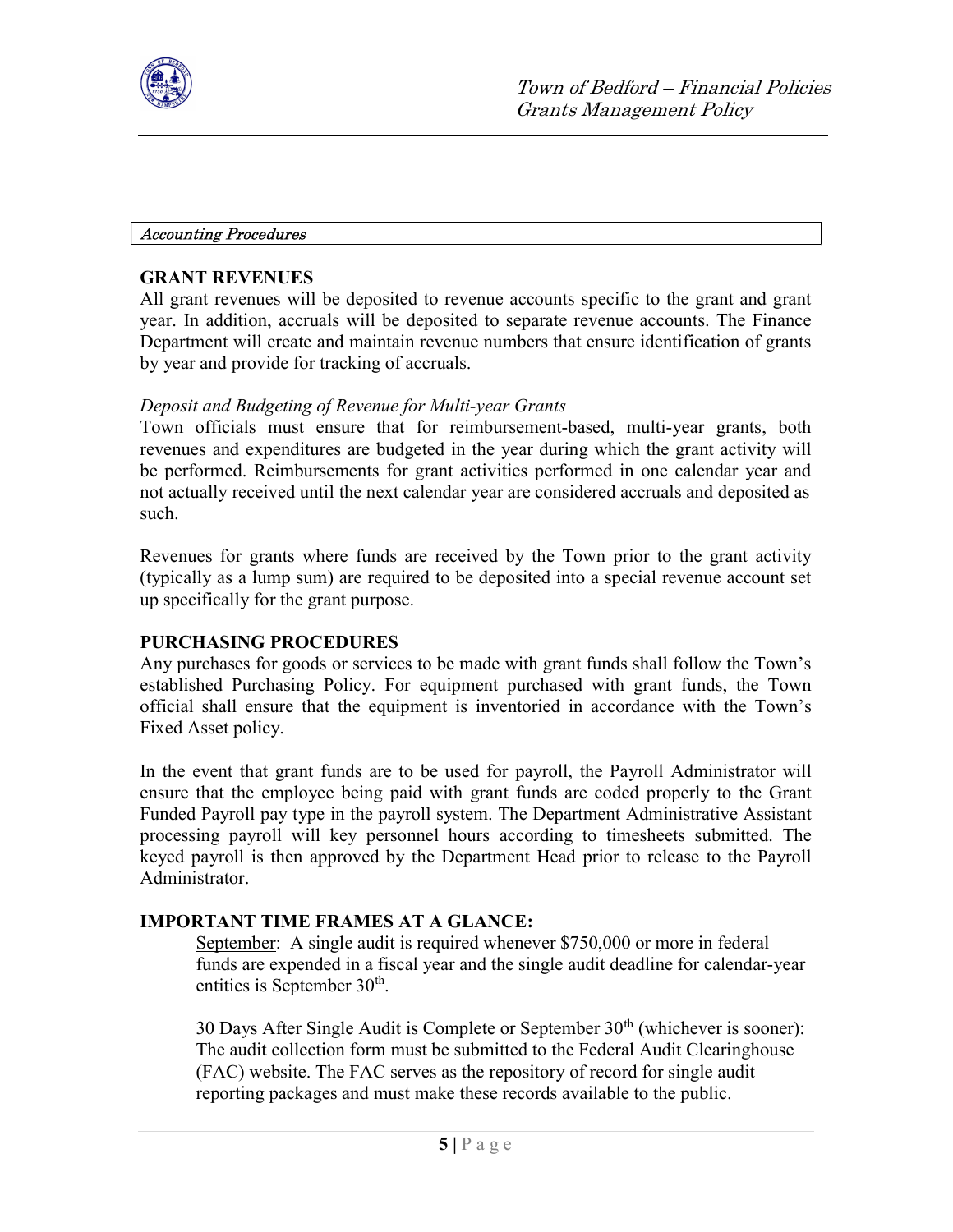*Accounting Procedures*

## GRANT REVENUES

All grant revenues will be deposited to revenue accounts specific to the grant and grant year. In addition, accruals will be deposited to separate revenue accounts. The Finance Department will create and maintain revenue numbers that ensure identification of grants by year and provide for tracking of accruals.

*Deposit and Budgeting of Revenue for Multi-year Grants*

Town officials must ensure that for reimbursement-based, multi-year grants, both revenues and expenditures are budgeted in the year during which the grant activity will be performed. Reimbursements for grant activities performed in one calendar year and not actually received until the next calendar year are considered accruals and deposited as such.

Revenues for grants where funds are received by the Town prior to the grant activity (typically as a lump sum) are required to be deposited into a special revenue account set up specifically for the grant purpose.

## PURCHASING PROCEDURES

Any purchases for goods or services to be made with grant funds shall follow the Town's established Purchasing Policy. For equipment purchased with grant funds, the Town official shall ensure that the equipment is inventoried in accordance with the Town's Fixed Asset policy.

In the event that grant funds are to be used for payroll, the Payroll Administrator will ensure that the employee being paid with grant funds are coded properly to the Grant Funded Payroll pay type in the payroll system. The Department Administrative Assistant processing payroll will key personnel hours according to timesheets submitted. The keyed payroll is then approved by the Department Head prior to release to the Payroll Administrator.

## IMPORTANT TIME FRAMES AT A GLANCE:

September: A single audit is required whenever $750,000 or more in federal funds are expended in a fiscal year and the single audit deadline for calendar-year entities is September 30th.

30 Days After Single Audit is Complete or September 30th (whichever is sooner): The audit collection form must be submitted to the Federal Audit Clearinghouse (FAC) website. The FAC serves as the repository of record for single audit reporting packages and must make these records available to the public.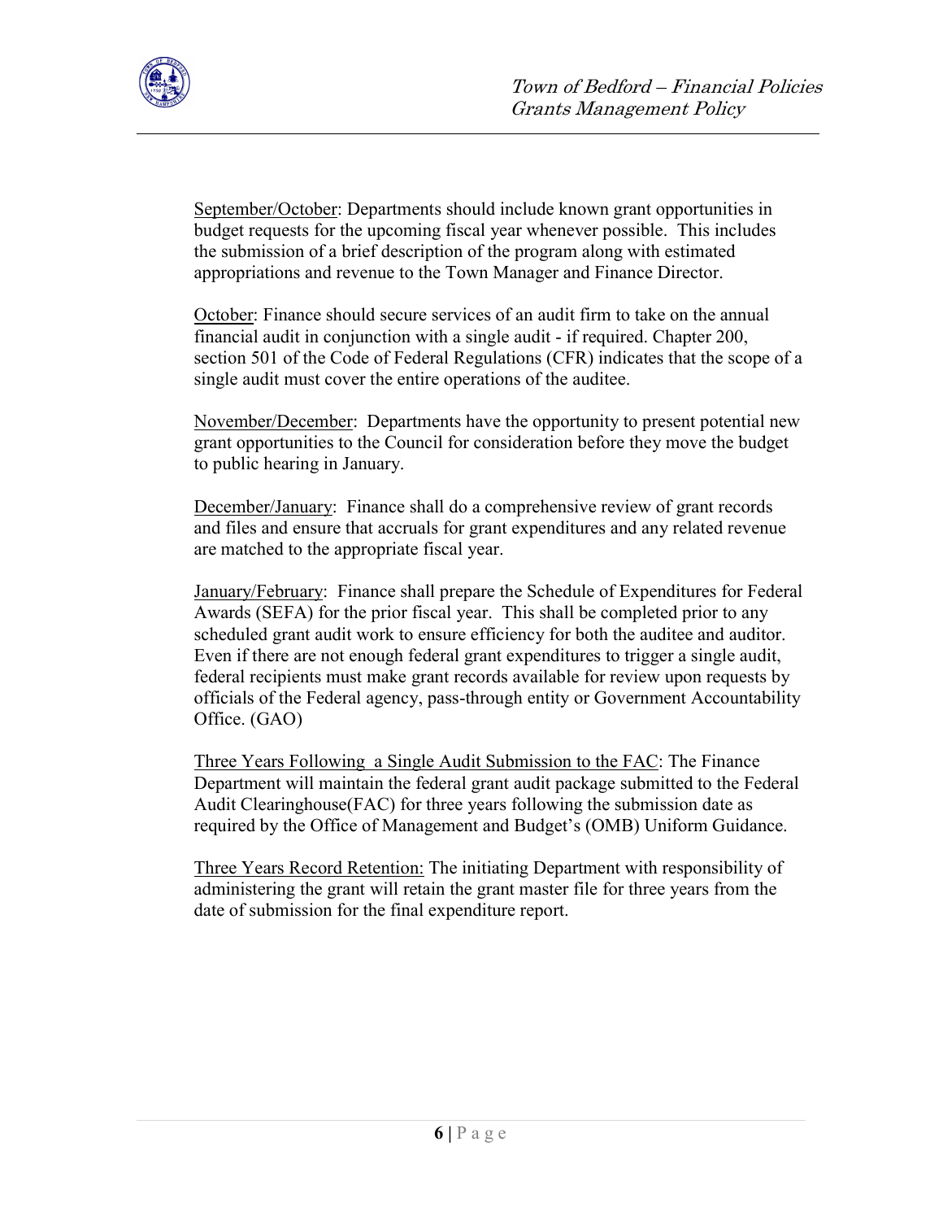<u>September/October</u>: Departments should include known grant opportunities in budget requests for the upcoming fiscal year whenever possible. This includes the submission of a brief description of the program along with estimated appropriations and revenue to the Town Manager and Finance Director.

<u>October</u>: Finance should secure services of an audit firm to take on the annual financial audit in conjunction with a single audit - if required. Chapter 200, section 501 of the Code of Federal Regulations (CFR) indicates that the scope of a single audit must cover the entire operations of the auditee.

<u>November/December</u>: Departments have the opportunity to present potential new grant opportunities to the Council for consideration before they move the budget to public hearing in January.

<u>December/January</u>: Finance shall do a comprehensive review of grant records and files and ensure that accruals for grant expenditures and any related revenue are matched to the appropriate fiscal year.

<u>January/February</u>: Finance shall prepare the Schedule of Expenditures for Federal Awards (SEFA) for the prior fiscal year. This shall be completed prior to any scheduled grant audit work to ensure efficiency for both the auditee and auditor. Even if there are not enough federal grant expenditures to trigger a single audit, federal recipients must make grant records available for review upon requests by officials of the Federal agency, pass-through entity or Government Accountability Office. (GAO)

<u>Three Years Following a Single Audit Submission to the FAC</u>: The Finance Department will maintain the federal grant audit package submitted to the Federal Audit Clearinghouse(FAC) for three years following the submission date as required by the Office of Management and Budget's (OMB) Uniform Guidance.

<u>Three Years Record Retention:</u> The initiating Department with responsibility of administering the grant will retain the grant master file for three years from the date of submission for the final expenditure report.